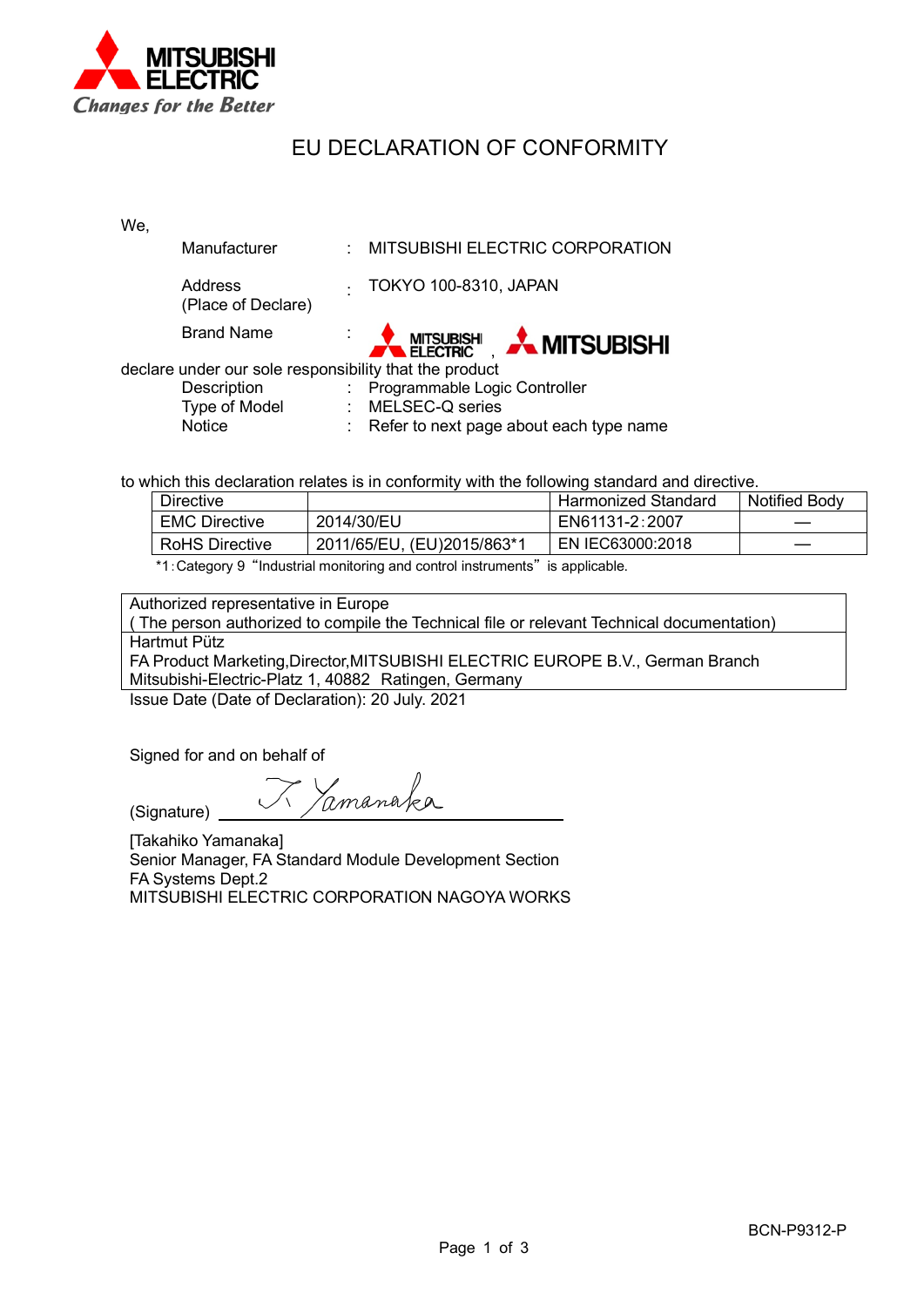MITSUBISHI ELECTRIC

*Changes for the Better*

# EU DECLARATION OF CONFORMITY

We,

| | | |
|---|---|---|
| Manufacturer | : | MITSUBISHI ELECTRIC CORPORATION |
| Address (Place of Declare) | : | TOKYO 100-8310, JAPAN |
| Brand Name | : | MITSUBISHI ELECTRIC , MITSUBISHI |

declare under our sole responsibility that the product

| | | |
|---|---|---|
| Description | : | Programmable Logic Controller |
| Type of Model | : | MELSEC-Q series |
| Notice | : | Refer to next page about each type name |

to which this declaration relates is in conformity with the following standard and directive.

| Directive | | Harmonized Standard | Notified Body |
|---|---|---|---|
| EMC Directive | 2014/30/EU | EN61131-2:2007 | — |
| RoHS Directive | 2011/65/EU, (EU)2015/863*1 | EN IEC63000:2018 | — |

*1:Category 9 "Industrial monitoring and control instruments" is applicable.

| Authorized representative in Europe ( The person authorized to compile the Technical file or relevant Technical documentation) |
|---|
| Hartmut Pütz<br>FA Product Marketing,Director,MITSUBISHI ELECTRIC EUROPE B.V., German Branch<br>Mitsubishi-Electric-Platz 1, 40882 Ratingen, Germany |

Issue Date (Date of Declaration): 20 July. 2021

Signed for and on behalf of

(Signature) T. Yamanaka

[Takahiko Yamanaka]
Senior Manager, FA Standard Module Development Section
FA Systems Dept.2
MITSUBISHI ELECTRIC CORPORATION NAGOYA WORKS

BCN-P9312-P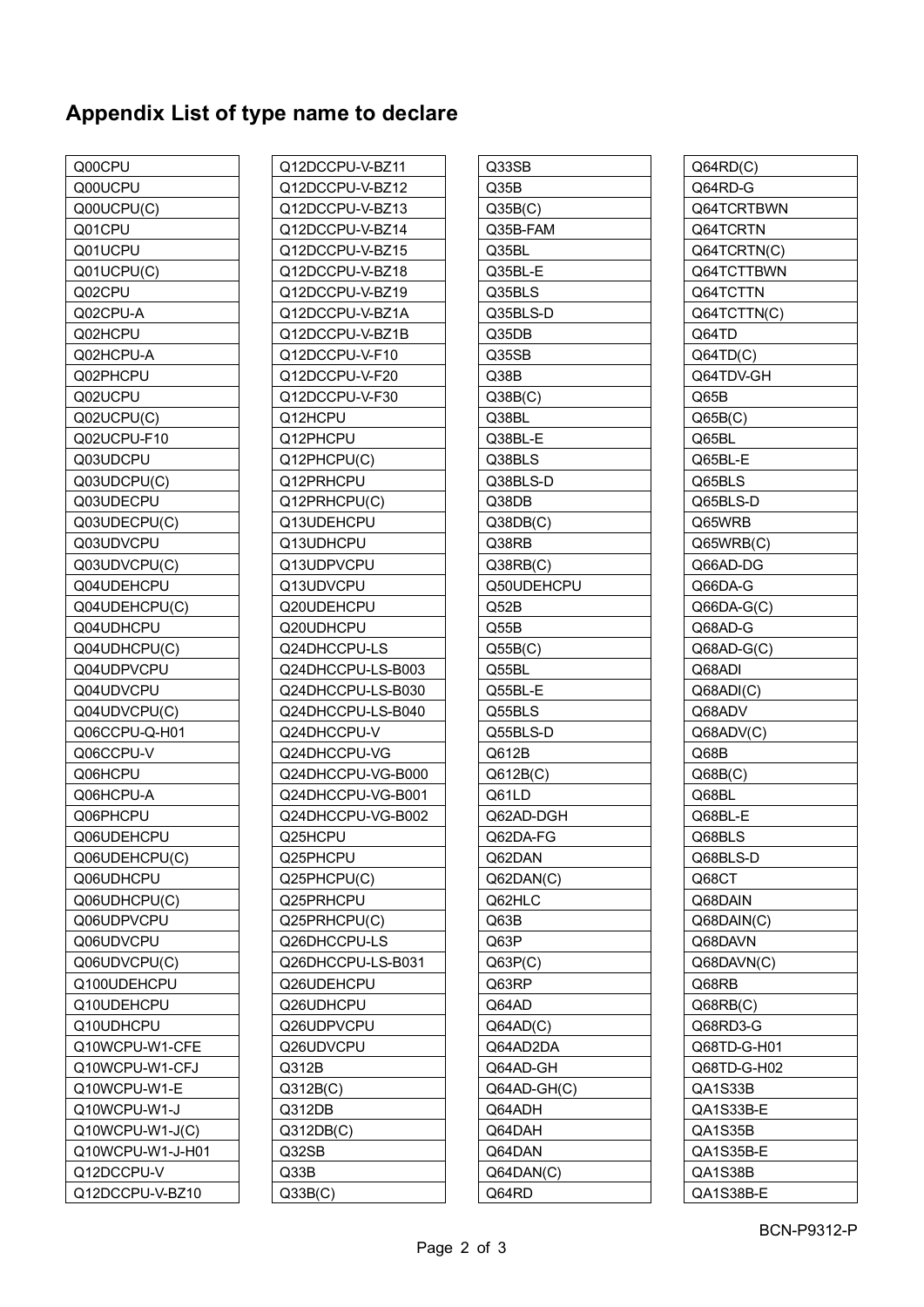## Appendix List of type name to declare

- Q00CPU
- Q00UCPU
- Q00UCPU(C)
- Q01CPU
- Q01UCPU
- Q01UCPU(C)
- Q02CPU
- Q02CPU-A
- Q02HCPU
- Q02HCPU-A
- Q02PHCPU
- Q02UCPU
- Q02UCPU(C)
- Q02UCPU-F10
- Q03UDCPU
- Q03UDCPU(C)
- Q03UDECPU
- Q03UDECPU(C)
- Q03UDVCPU
- Q03UDVCPU(C)
- Q04UDEHCPU
- Q04UDEHCPU(C)
- Q04UDHCPU
- Q04UDHCPU(C)
- Q04UDPVCPU
- Q04UDVCPU
- Q04UDVCPU(C)
- Q06CCPU-Q-H01
- Q06CCPU-V
- Q06HCPU
- Q06HCPU-A
- Q06PHCPU
- Q06UDEHCPU
- Q06UDEHCPU(C)
- Q06UDHCPU
- Q06UDHCPU(C)
- Q06UDPVCPU
- Q06UDVCPU
- Q06UDVCPU(C)
- Q100UDEHCPU
- Q10UDEHCPU
- Q10UDHCPU
- Q10WCPU-W1-CFE
- Q10WCPU-W1-CFJ
- Q10WCPU-W1-E
- Q10WCPU-W1-J
- Q10WCPU-W1-J(C)
- Q10WCPU-W1-J-H01
- Q12DCCPU-V
- Q12DCCPU-V-BZ10
- Q12DCCPU-V-BZ11
- Q12DCCPU-V-BZ12
- Q12DCCPU-V-BZ13
- Q12DCCPU-V-BZ14
- Q12DCCPU-V-BZ15
- Q12DCCPU-V-BZ18
- Q12DCCPU-V-BZ19
- Q12DCCPU-V-BZ1A
- Q12DCCPU-V-BZ1B
- Q12DCCPU-V-F10
- Q12DCCPU-V-F20
- Q12DCCPU-V-F30
- Q12HCPU
- Q12PHCPU
- Q12PHCPU(C)
- Q12PRHCPU
- Q12PRHCPU(C)
- Q13UDEHCPU
- Q13UDHCPU
- Q13UDPVCPU
- Q13UDVCPU
- Q20UDEHCPU
- Q20UDHCPU
- Q24DHCCPU-LS
- Q24DHCCPU-LS-B003
- Q24DHCCPU-LS-B030
- Q24DHCCPU-LS-B040
- Q24DHCCPU-V
- Q24DHCCPU-VG
- Q24DHCCPU-VG-B000
- Q24DHCCPU-VG-B001
- Q24DHCCPU-VG-B002
- Q25HCPU
- Q25PHCPU
- Q25PHCPU(C)
- Q25PRHCPU
- Q25PRHCPU(C)
- Q26DHCCPU-LS
- Q26DHCCPU-LS-B031
- Q26UDEHCPU
- Q26UDHCPU
- Q26UDPVCPU
- Q26UDVCPU
- Q312B
- Q312B(C)
- Q312DB
- Q312DB(C)
- Q32SB
- Q33B
- Q33B(C)
- Q33SB
- Q35B
- Q35B(C)
- Q35B-FAM
- Q35BL
- Q35BL-E
- Q35BLS
- Q35BLS-D
- Q35DB
- Q35SB
- Q38B
- Q38B(C)
- Q38BL
- Q38BL-E
- Q38BLS
- Q38BLS-D
- Q38DB
- Q38DB(C)
- Q38RB
- Q38RB(C)
- Q50UDEHCPU
- Q52B
- Q55B
- Q55B(C)
- Q55BL
- Q55BL-E
- Q55BLS
- Q55BLS-D
- Q612B
- Q612B(C)
- Q61LD
- Q62AD-DGH
- Q62DA-FG
- Q62DAN
- Q62DAN(C)
- Q62HLC
- Q63B
- Q63P
- Q63P(C)
- Q63RP
- Q64AD
- Q64AD(C)
- Q64AD2DA
- Q64AD-GH
- Q64AD-GH(C)
- Q64ADH
- Q64DAH
- Q64DAN
- Q64DAN(C)
- Q64RD
- Q64RD(C)
- Q64RD-G
- Q64TCRTBWN
- Q64TCRTN
- Q64TCRTN(C)
- Q64TCTTBWN
- Q64TCTTN
- Q64TCTTN(C)
- Q64TD
- Q64TD(C)
- Q64TDV-GH
- Q65B
- Q65B(C)
- Q65BL
- Q65BL-E
- Q65BLS
- Q65BLS-D
- Q65WRB
- Q65WRB(C)
- Q66AD-DG
- Q66DA-G
- Q66DA-G(C)
- Q68AD-G
- Q68AD-G(C)
- Q68ADI
- Q68ADI(C)
- Q68ADV
- Q68ADV(C)
- Q68B
- Q68B(C)
- Q68BL
- Q68BL-E
- Q68BLS
- Q68BLS-D
- Q68CT
- Q68DAIN
- Q68DAIN(C)
- Q68DAVN
- Q68DAVN(C)
- Q68RB
- Q68RB(C)
- Q68RD3-G
- Q68TD-G-H01
- Q68TD-G-H02
- QA1S33B
- QA1S33B-E
- QA1S35B
- QA1S35B-E
- QA1S38B
- QA1S38B-E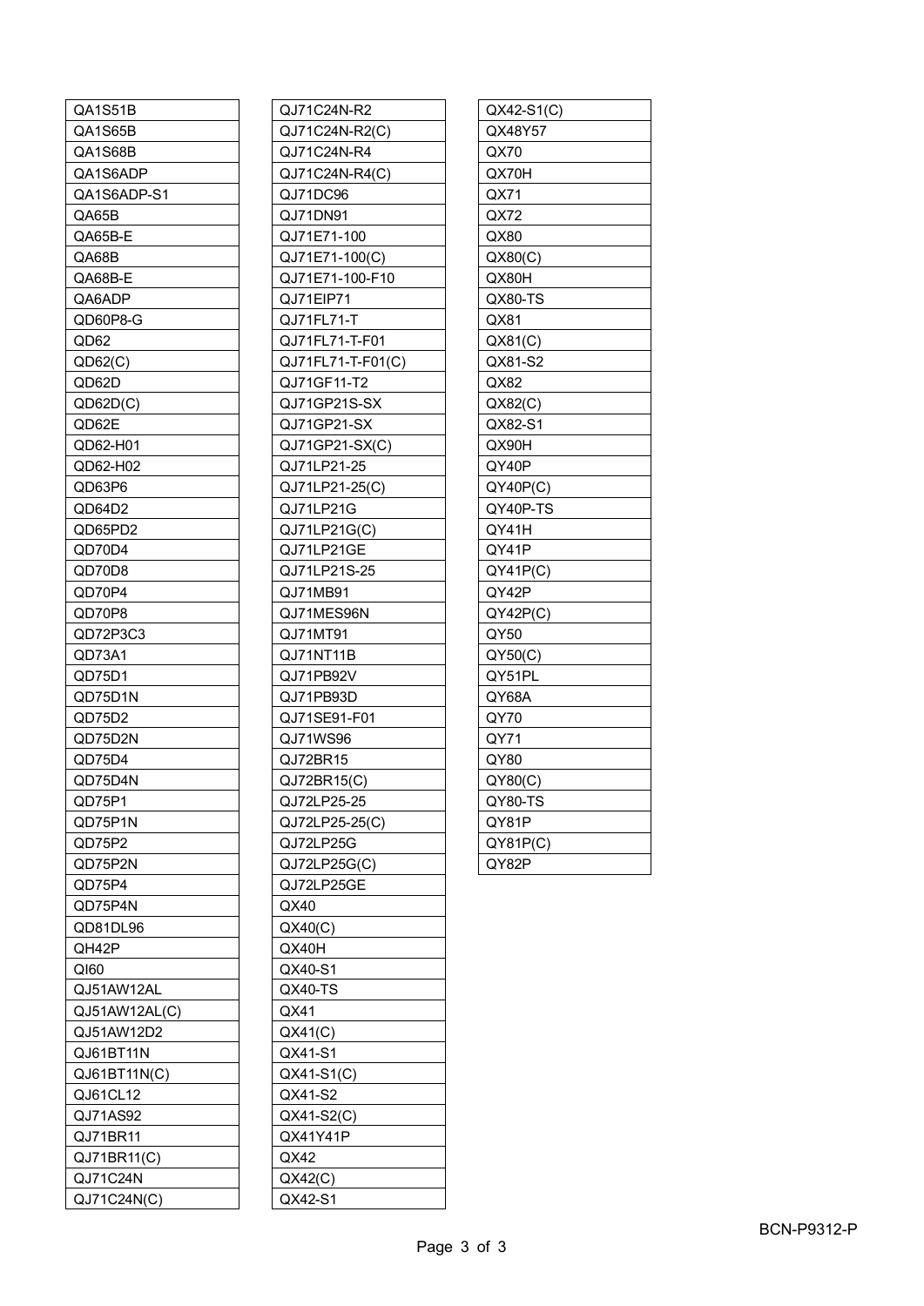| |
|---|
| QA1S51B |
| QA1S65B |
| QA1S68B |
| QA1S6ADP |
| QA1S6ADP-S1 |
| QA65B |
| QA65B-E |
| QA68B |
| QA68B-E |
| QA6ADP |
| QD60P8-G |
| QD62 |
| QD62(C) |
| QD62D |
| QD62D(C) |
| QD62E |
| QD62-H01 |
| QD62-H02 |
| QD63P6 |
| QD64D2 |
| QD65PD2 |
| QD70D4 |
| QD70D8 |
| QD70P4 |
| QD70P8 |
| QD72P3C3 |
| QD73A1 |
| QD75D1 |
| QD75D1N |
| QD75D2 |
| QD75D2N |
| QD75D4 |
| QD75D4N |
| QD75P1 |
| QD75P1N |
| QD75P2 |
| QD75P2N |
| QD75P4 |
| QD75P4N |
| QD81DL96 |
| QH42P |
| QI60 |
| QJ51AW12AL |
| QJ51AW12AL(C) |
| QJ51AW12D2 |
| QJ61BT11N |
| QJ61BT11N(C) |
| QJ61CL12 |
| QJ71AS92 |
| QJ71BR11 |
| QJ71BR11(C) |
| QJ71C24N |
| QJ71C24N(C) |

| |
|---|
| QJ71C24N-R2 |
| QJ71C24N-R2(C) |
| QJ71C24N-R4 |
| QJ71C24N-R4(C) |
| QJ71DC96 |
| QJ71DN91 |
| QJ71E71-100 |
| QJ71E71-100(C) |
| QJ71E71-100-F10 |
| QJ71EIP71 |
| QJ71FL71-T |
| QJ71FL71-T-F01 |
| QJ71FL71-T-F01(C) |
| QJ71GF11-T2 |
| QJ71GP21S-SX |
| QJ71GP21-SX |
| QJ71GP21-SX(C) |
| QJ71LP21-25 |
| QJ71LP21-25(C) |
| QJ71LP21G |
| QJ71LP21G(C) |
| QJ71LP21GE |
| QJ71LP21S-25 |
| QJ71MB91 |
| QJ71MES96N |
| QJ71MT91 |
| QJ71NT11B |
| QJ71PB92V |
| QJ71PB93D |
| QJ71SE91-F01 |
| QJ71WS96 |
| QJ72BR15 |
| QJ72BR15(C) |
| QJ72LP25-25 |
| QJ72LP25-25(C) |
| QJ72LP25G |
| QJ72LP25G(C) |
| QJ72LP25GE |
| QX40 |
| QX40(C) |
| QX40H |
| QX40-S1 |
| QX40-TS |
| QX41 |
| QX41(C) |
| QX41-S1 |
| QX41-S1(C) |
| QX41-S2 |
| QX41-S2(C) |
| QX41Y41P |
| QX42 |
| QX42(C) |
| QX42-S1 |

| |
|---|
| QX42-S1(C) |
| QX48Y57 |
| QX70 |
| QX70H |
| QX71 |
| QX72 |
| QX80 |
| QX80(C) |
| QX80H |
| QX80-TS |
| QX81 |
| QX81(C) |
| QX81-S2 |
| QX82 |
| QX82(C) |
| QX82-S1 |
| QX90H |
| QY40P |
| QY40P(C) |
| QY40P-TS |
| QY41H |
| QY41P |
| QY41P(C) |
| QY42P |
| QY42P(C) |
| QY50 |
| QY50(C) |
| QY51PL |
| QY68A |
| QY70 |
| QY71 |
| QY80 |
| QY80(C) |
| QY80-TS |
| QY81P |
| QY81P(C) |
| QY82P |